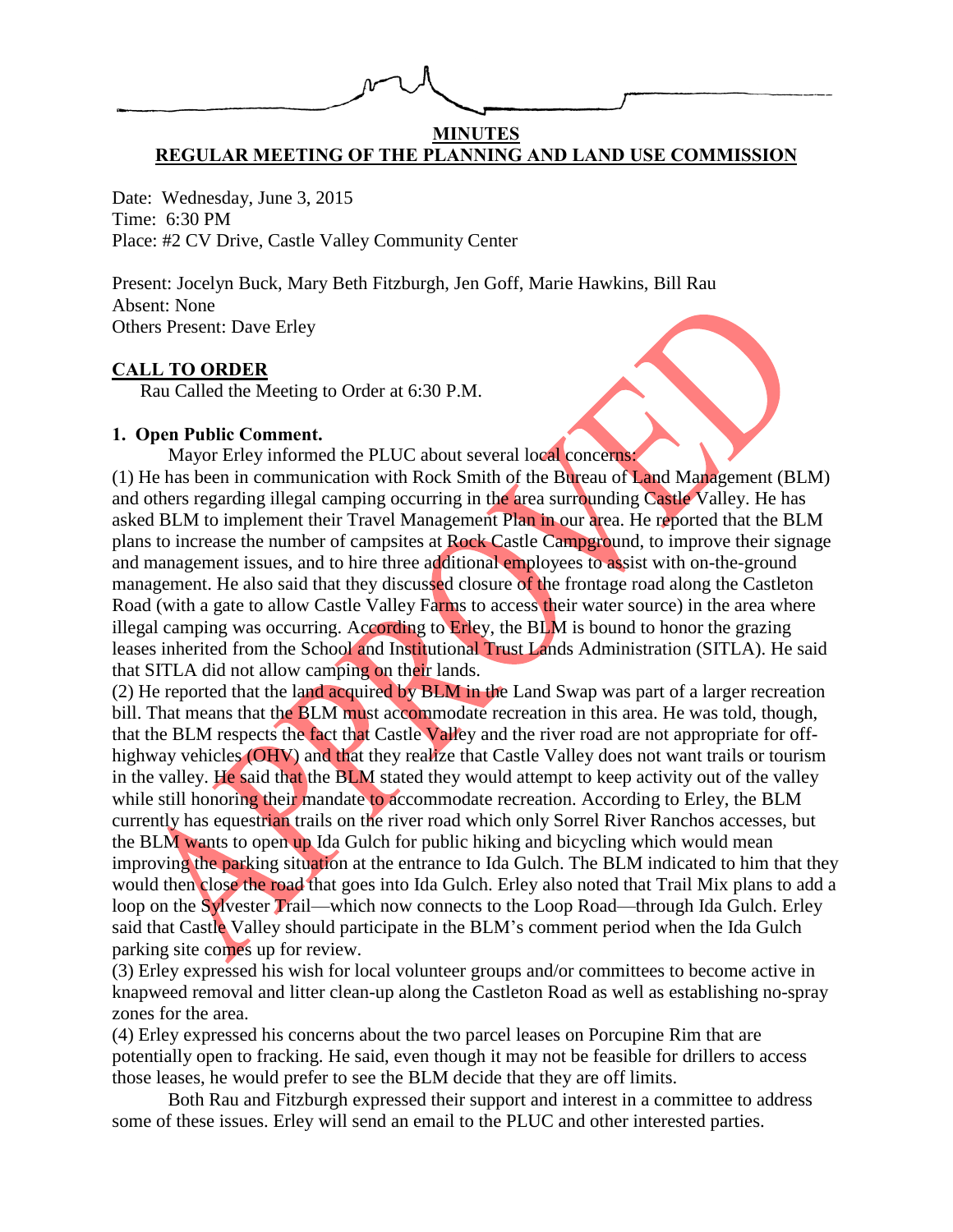# MINUTES
## REGULAR MEETING OF THE PLANNING AND LAND USE COMMISSION

Date: Wednesday, June 3, 2015
Time: 6:30 PM
Place: #2 CV Drive, Castle Valley Community Center

Present: Jocelyn Buck, Mary Beth Fitzburgh, Jen Goff, Marie Hawkins, Bill Rau
Absent: None
Others Present: Dave Erley

### CALL TO ORDER

Rau Called the Meeting to Order at 6:30 P.M.

### 1. Open Public Comment.

Mayor Erley informed the PLUC about several local concerns:
(1) He has been in communication with Rock Smith of the Bureau of Land Management (BLM) and others regarding illegal camping occurring in the area surrounding Castle Valley. He has asked BLM to implement their Travel Management Plan in our area. He reported that the BLM plans to increase the number of campsites at Rock Castle Campground, to improve their signage and management issues, and to hire three additional employees to assist with on-the-ground management. He also said that they discussed closure of the frontage road along the Castleton Road (with a gate to allow Castle Valley Farms to access their water source) in the area where illegal camping was occurring. According to Erley, the BLM is bound to honor the grazing leases inherited from the School and Institutional Trust Lands Administration (SITLA). He said that SITLA did not allow camping on their lands.
(2) He reported that the land acquired by BLM in the Land Swap was part of a larger recreation bill. That means that the BLM must accommodate recreation in this area. He was told, though, that the BLM respects the fact that Castle Valley and the river road are not appropriate for off-highway vehicles (OHV) and that they realize that Castle Valley does not want trails or tourism in the valley. He said that the BLM stated they would attempt to keep activity out of the valley while still honoring their mandate to accommodate recreation. According to Erley, the BLM currently has equestrian trails on the river road which only Sorrel River Ranchos accesses, but the BLM wants to open up Ida Gulch for public hiking and bicycling which would mean improving the parking situation at the entrance to Ida Gulch. The BLM indicated to him that they would then close the road that goes into Ida Gulch. Erley also noted that Trail Mix plans to add a loop on the Sylvester Trail—which now connects to the Loop Road—through Ida Gulch. Erley said that Castle Valley should participate in the BLM's comment period when the Ida Gulch parking site comes up for review.
(3) Erley expressed his wish for local volunteer groups and/or committees to become active in knapweed removal and litter clean-up along the Castleton Road as well as establishing no-spray zones for the area.
(4) Erley expressed his concerns about the two parcel leases on Porcupine Rim that are potentially open to fracking. He said, even though it may not be feasible for drillers to access those leases, he would prefer to see the BLM decide that they are off limits.

Both Rau and Fitzburgh expressed their support and interest in a committee to address some of these issues. Erley will send an email to the PLUC and other interested parties.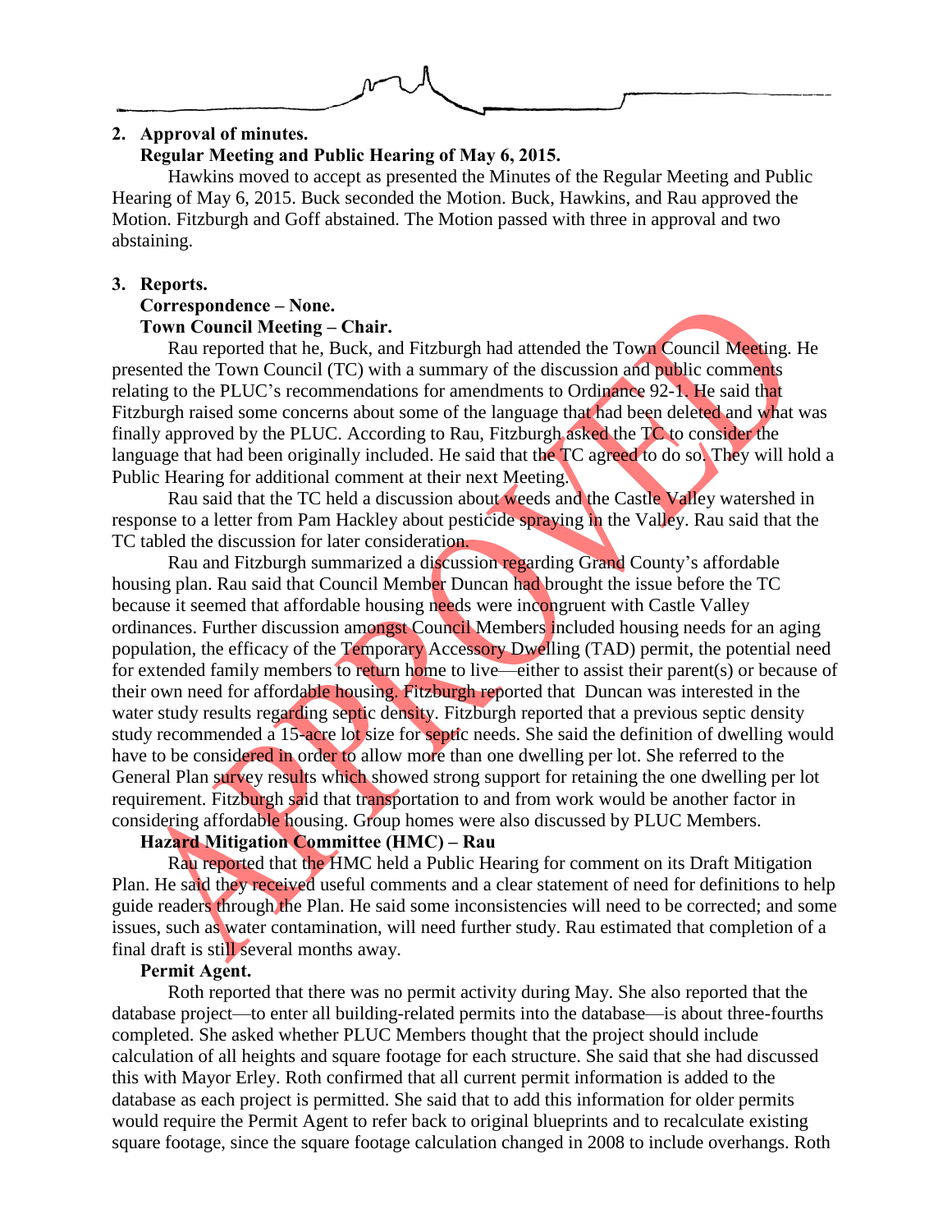**2. Approval of minutes.**

**Regular Meeting and Public Hearing of May 6, 2015.**

Hawkins moved to accept as presented the Minutes of the Regular Meeting and Public Hearing of May 6, 2015. Buck seconded the Motion. Buck, Hawkins, and Rau approved the Motion. Fitzburgh and Goff abstained. The Motion passed with three in approval and two abstaining.

**3. Reports.**

**Correspondence – None.**

**Town Council Meeting – Chair.**

Rau reported that he, Buck, and Fitzburgh had attended the Town Council Meeting. He presented the Town Council (TC) with a summary of the discussion and public comments relating to the PLUC's recommendations for amendments to Ordinance 92-1. He said that Fitzburgh raised some concerns about some of the language that had been deleted and what was finally approved by the PLUC. According to Rau, Fitzburgh asked the TC to consider the language that had been originally included. He said that the TC agreed to do so. They will hold a Public Hearing for additional comment at their next Meeting.

Rau said that the TC held a discussion about weeds and the Castle Valley watershed in response to a letter from Pam Hackley about pesticide spraying in the Valley. Rau said that the TC tabled the discussion for later consideration.

Rau and Fitzburgh summarized a discussion regarding Grand County's affordable housing plan. Rau said that Council Member Duncan had brought the issue before the TC because it seemed that affordable housing needs were incongruent with Castle Valley ordinances. Further discussion amongst Council Members included housing needs for an aging population, the efficacy of the Temporary Accessory Dwelling (TAD) permit, the potential need for extended family members to return home to live—either to assist their parent(s) or because of their own need for affordable housing. Fitzburgh reported that Duncan was interested in the water study results regarding septic density. Fitzburgh reported that a previous septic density study recommended a 15-acre lot size for septic needs. She said the definition of dwelling would have to be considered in order to allow more than one dwelling per lot. She referred to the General Plan survey results which showed strong support for retaining the one dwelling per lot requirement. Fitzburgh said that transportation to and from work would be another factor in considering affordable housing. Group homes were also discussed by PLUC Members.

**Hazard Mitigation Committee (HMC) – Rau**

Rau reported that the HMC held a Public Hearing for comment on its Draft Mitigation Plan. He said they received useful comments and a clear statement of need for definitions to help guide readers through the Plan. He said some inconsistencies will need to be corrected; and some issues, such as water contamination, will need further study. Rau estimated that completion of a final draft is still several months away.

**Permit Agent.**

Roth reported that there was no permit activity during May. She also reported that the database project—to enter all building-related permits into the database—is about three-fourths completed. She asked whether PLUC Members thought that the project should include calculation of all heights and square footage for each structure. She said that she had discussed this with Mayor Erley. Roth confirmed that all current permit information is added to the database as each project is permitted. She said that to add this information for older permits would require the Permit Agent to refer back to original blueprints and to recalculate existing square footage, since the square footage calculation changed in 2008 to include overhangs. Roth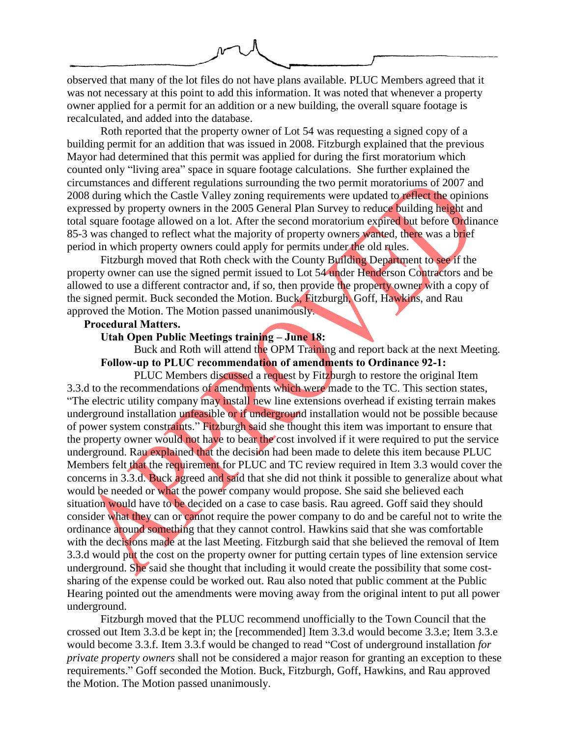observed that many of the lot files do not have plans available. PLUC Members agreed that it was not necessary at this point to add this information. It was noted that whenever a property owner applied for a permit for an addition or a new building, the overall square footage is recalculated, and added into the database.

Roth reported that the property owner of Lot 54 was requesting a signed copy of a building permit for an addition that was issued in 2008. Fitzburgh explained that the previous Mayor had determined that this permit was applied for during the first moratorium which counted only "living area" space in square footage calculations. She further explained the circumstances and different regulations surrounding the two permit moratoriums of 2007 and 2008 during which the Castle Valley zoning requirements were updated to reflect the opinions expressed by property owners in the 2005 General Plan Survey to reduce building height and total square footage allowed on a lot. After the second moratorium expired but before Ordinance 85-3 was changed to reflect what the majority of property owners wanted, there was a brief period in which property owners could apply for permits under the old rules.

Fitzburgh moved that Roth check with the County Building Department to see if the property owner can use the signed permit issued to Lot 54 under Henderson Contractors and be allowed to use a different contractor and, if so, then provide the property owner with a copy of the signed permit. Buck seconded the Motion. Buck, Fitzburgh, Goff, Hawkins, and Rau approved the Motion. The Motion passed unanimously.

**Procedural Matters.**

**Utah Open Public Meetings training – June 18:**

Buck and Roth will attend the OPM Training and report back at the next Meeting.

**Follow-up to PLUC recommendation of amendments to Ordinance 92-1:**

PLUC Members discussed a request by Fitzburgh to restore the original Item 3.3.d to the recommendations of amendments which were made to the TC. This section states, "The electric utility company may install new line extensions overhead if existing terrain makes underground installation unfeasible or if underground installation would not be possible because of power system constraints." Fitzburgh said she thought this item was important to ensure that the property owner would not have to bear the cost involved if it were required to put the service underground. Rau explained that the decision had been made to delete this item because PLUC Members felt that the requirement for PLUC and TC review required in Item 3.3 would cover the concerns in 3.3.d. Buck agreed and said that she did not think it possible to generalize about what would be needed or what the power company would propose. She said she believed each situation would have to be decided on a case to case basis. Rau agreed. Goff said they should consider what they can or cannot require the power company to do and be careful not to write the ordinance around something that they cannot control. Hawkins said that she was comfortable with the decisions made at the last Meeting. Fitzburgh said that she believed the removal of Item 3.3.d would put the cost on the property owner for putting certain types of line extension service underground. She said she thought that including it would create the possibility that some cost-sharing of the expense could be worked out. Rau also noted that public comment at the Public Hearing pointed out the amendments were moving away from the original intent to put all power underground.

Fitzburgh moved that the PLUC recommend unofficially to the Town Council that the crossed out Item 3.3.d be kept in; the [recommended] Item 3.3.d would become 3.3.e; Item 3.3.e would become 3.3.f. Item 3.3.f would be changed to read "Cost of underground installation *for private property owners* shall not be considered a major reason for granting an exception to these requirements." Goff seconded the Motion. Buck, Fitzburgh, Goff, Hawkins, and Rau approved the Motion. The Motion passed unanimously.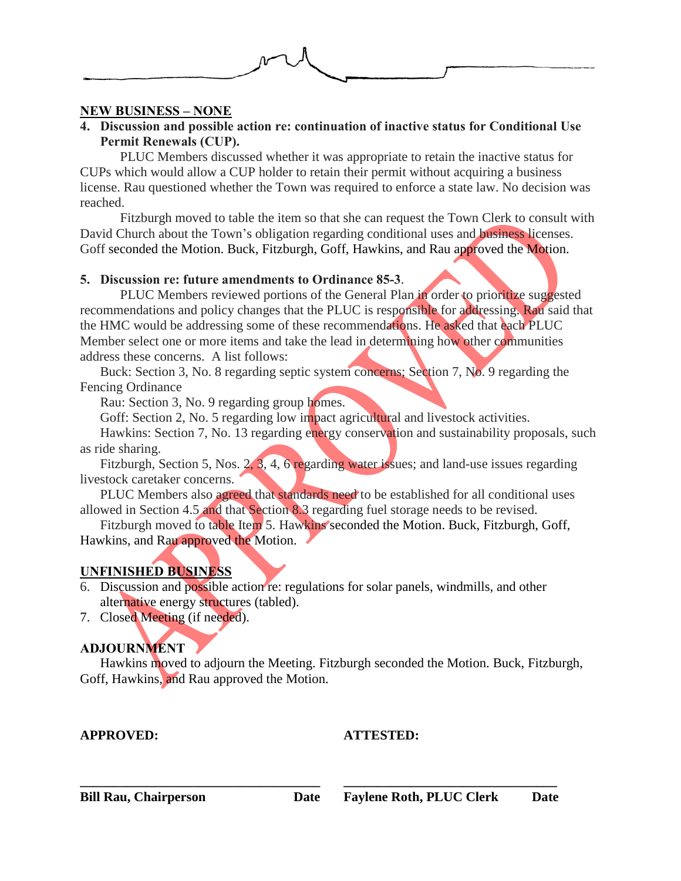**NEW BUSINESS – NONE**

4. **Discussion and possible action re: continuation of inactive status for Conditional Use Permit Renewals (CUP).**

PLUC Members discussed whether it was appropriate to retain the inactive status for CUPs which would allow a CUP holder to retain their permit without acquiring a business license. Rau questioned whether the Town was required to enforce a state law. No decision was reached.

Fitzburgh moved to table the item so that she can request the Town Clerk to consult with David Church about the Town's obligation regarding conditional uses and business licenses. Goff seconded the Motion. Buck, Fitzburgh, Goff, Hawkins, and Rau approved the Motion.

5. **Discussion re: future amendments to Ordinance 85-3**.

PLUC Members reviewed portions of the General Plan in order to prioritize suggested recommendations and policy changes that the PLUC is responsible for addressing. Rau said that the HMC would be addressing some of these recommendations. He asked that each PLUC Member select one or more items and take the lead in determining how other communities address these concerns. A list follows:

Buck: Section 3, No. 8 regarding septic system concerns; Section 7, No. 9 regarding the Fencing Ordinance

Rau: Section 3, No. 9 regarding group homes.

Goff: Section 2, No. 5 regarding low impact agricultural and livestock activities.

Hawkins: Section 7, No. 13 regarding energy conservation and sustainability proposals, such as ride sharing.

Fitzburgh, Section 5, Nos. 2, 3, 4, 6 regarding water issues; and land-use issues regarding livestock caretaker concerns.

PLUC Members also agreed that standards need to be established for all conditional uses allowed in Section 4.5 and that Section 8.3 regarding fuel storage needs to be revised.

Fitzburgh moved to table Item 5. Hawkins seconded the Motion. Buck, Fitzburgh, Goff, Hawkins, and Rau approved the Motion.

**UNFINISHED BUSINESS**

6. Discussion and possible action re: regulations for solar panels, windmills, and other alternative energy structures (tabled).
7. Closed Meeting (if needed).

**ADJOURNMENT**

Hawkins moved to adjourn the Meeting. Fitzburgh seconded the Motion. Buck, Fitzburgh, Goff, Hawkins, and Rau approved the Motion.

**APPROVED:** **ATTESTED:**

\_\_\_\_\_\_\_\_\_\_\_\_\_\_\_\_\_\_\_\_\_\_\_\_\_\_\_\_\_\_\_\_\_\_\_\_ \_\_\_\_\_\_\_\_\_\_\_\_\_\_\_\_\_\_\_\_\_\_\_\_\_\_\_\_\_\_\_\_\_\_\_\_

**Bill Rau, Chairperson Date** **Faylene Roth, PLUC Clerk Date**

APPROVED